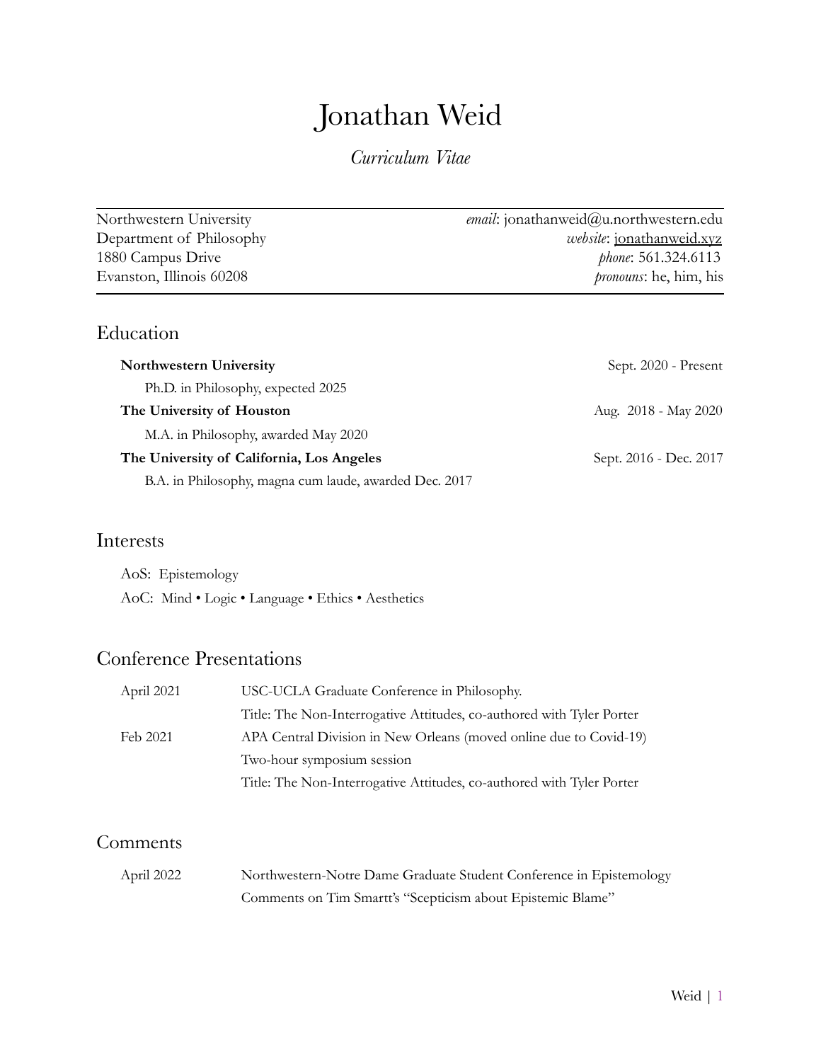# Jonathan Weid

*Curriculum Vitae*

---

Northwestern University
Department of Philosophy
1880 Campus Drive
Evanston, Illinois 60208

*email*: jonathanweid@u.northwestern.edu
*website*: jonathanweid.xyz
*phone*: 561.324.6113
*pronouns*: he, him, his

---

## Education

**Northwestern University** — Sept. 2020 - Present
Ph.D. in Philosophy, expected 2025

**The University of Houston** — Aug. 2018 - May 2020
M.A. in Philosophy, awarded May 2020

**The University of California, Los Angeles** — Sept. 2016 - Dec. 2017
B.A. in Philosophy, magna cum laude, awarded Dec. 2017

## Interests

AoS: Epistemology

AoC: Mind • Logic • Language • Ethics • Aesthetics

## Conference Presentations

| | |
|---|---|
| April 2021 | USC-UCLA Graduate Conference in Philosophy. |
| | Title: The Non-Interrogative Attitudes, co-authored with Tyler Porter |
| Feb 2021 | APA Central Division in New Orleans (moved online due to Covid-19) |
| | Two-hour symposium session |
| | Title: The Non-Interrogative Attitudes, co-authored with Tyler Porter |

## Comments

| | |
|---|---|
| April 2022 | Northwestern-Notre Dame Graduate Student Conference in Epistemology |
| | Comments on Tim Smartt's "Scepticism about Epistemic Blame" |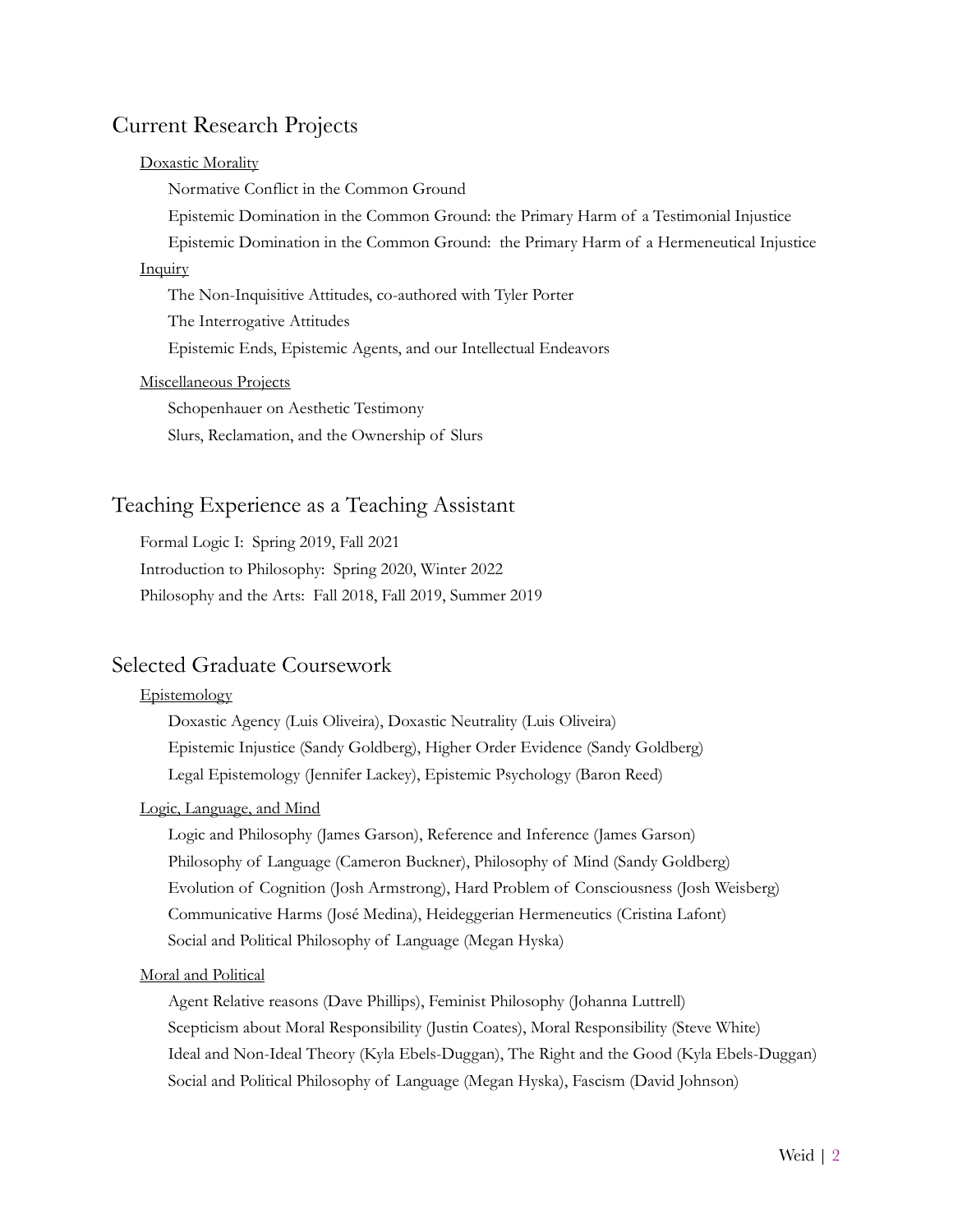## Current Research Projects

### Doxastic Morality

Normative Conflict in the Common Ground

Epistemic Domination in the Common Ground: the Primary Harm of a Testimonial Injustice

Epistemic Domination in the Common Ground: the Primary Harm of a Hermeneutical Injustice

### Inquiry

The Non-Inquisitive Attitudes, co-authored with Tyler Porter

The Interrogative Attitudes

Epistemic Ends, Epistemic Agents, and our Intellectual Endeavors

### Miscellaneous Projects

Schopenhauer on Aesthetic Testimony

Slurs, Reclamation, and the Ownership of Slurs

## Teaching Experience as a Teaching Assistant

Formal Logic I: Spring 2019, Fall 2021

Introduction to Philosophy: Spring 2020, Winter 2022

Philosophy and the Arts: Fall 2018, Fall 2019, Summer 2019

## Selected Graduate Coursework

### Epistemology

Doxastic Agency (Luis Oliveira), Doxastic Neutrality (Luis Oliveira)

Epistemic Injustice (Sandy Goldberg), Higher Order Evidence (Sandy Goldberg)

Legal Epistemology (Jennifer Lackey), Epistemic Psychology (Baron Reed)

### Logic, Language, and Mind

Logic and Philosophy (James Garson), Reference and Inference (James Garson)

Philosophy of Language (Cameron Buckner), Philosophy of Mind (Sandy Goldberg)

Evolution of Cognition (Josh Armstrong), Hard Problem of Consciousness (Josh Weisberg)

Communicative Harms (José Medina), Heideggerian Hermeneutics (Cristina Lafont)

Social and Political Philosophy of Language (Megan Hyska)

### Moral and Political

Agent Relative reasons (Dave Phillips), Feminist Philosophy (Johanna Luttrell)

Scepticism about Moral Responsibility (Justin Coates), Moral Responsibility (Steve White)

Ideal and Non-Ideal Theory (Kyla Ebels-Duggan), The Right and the Good (Kyla Ebels-Duggan)

Social and Political Philosophy of Language (Megan Hyska), Fascism (David Johnson)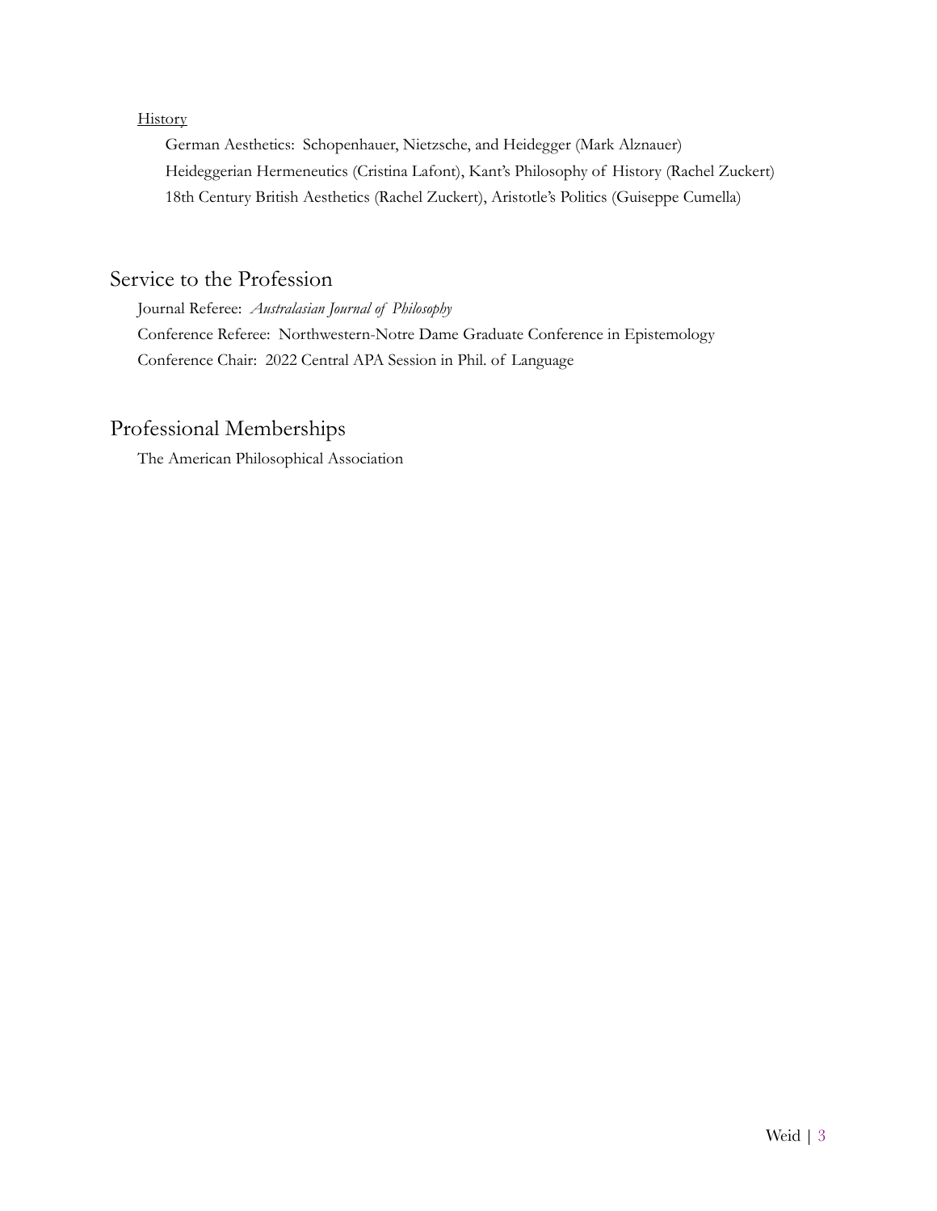History

German Aesthetics: Schopenhauer, Nietzsche, and Heidegger (Mark Alznauer)
Heideggerian Hermeneutics (Cristina Lafont), Kant's Philosophy of History (Rachel Zuckert)
18th Century British Aesthetics (Rachel Zuckert), Aristotle's Politics (Guiseppe Cumella)

## Service to the Profession

Journal Referee: *Australasian Journal of Philosophy*
Conference Referee: Northwestern-Notre Dame Graduate Conference in Epistemology
Conference Chair: 2022 Central APA Session in Phil. of Language

## Professional Memberships

The American Philosophical Association